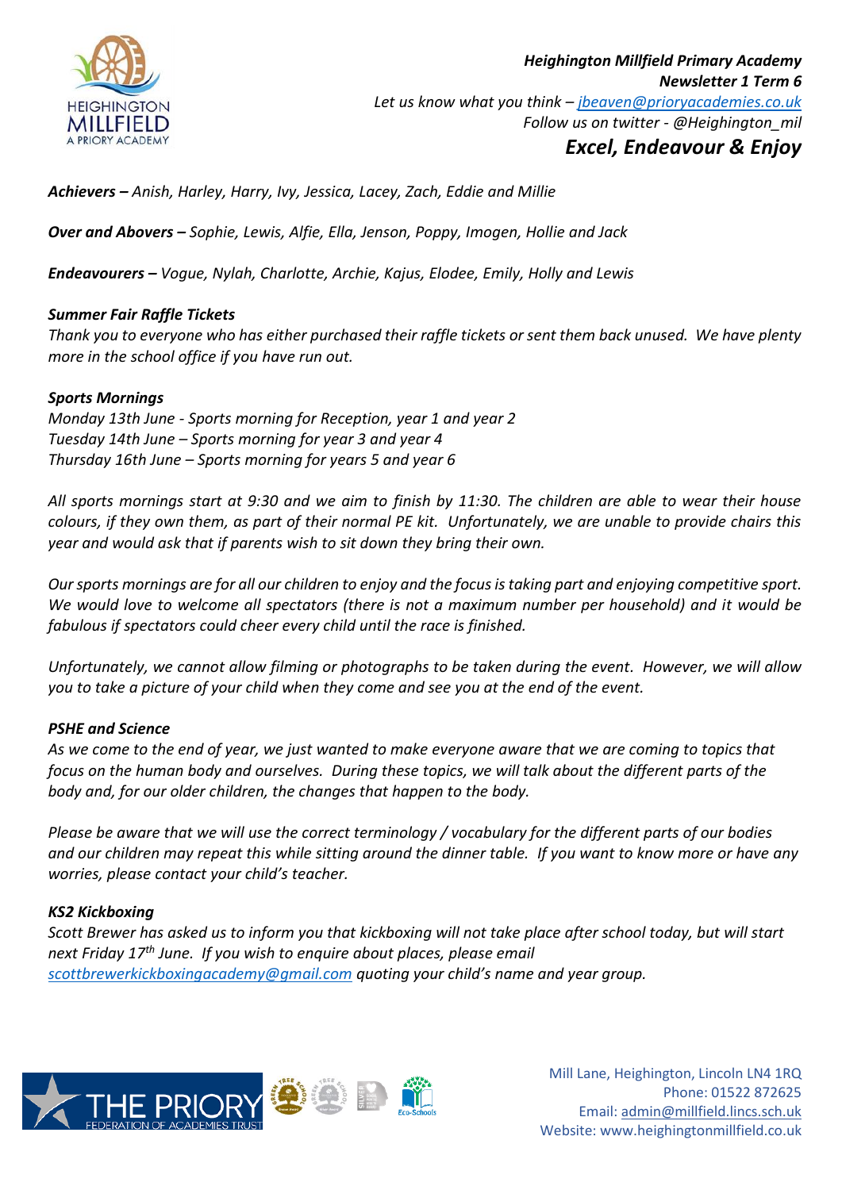***Heighington Millfield Primary Academy***
***Newsletter 1 Term 6***
*Let us know what you think – [jbeaven@prioryacademies.co.uk](mailto:jbeaven@prioryacademies.co.uk)*
*Follow us on twitter - @Heighington_mil*

## *Excel, Endeavour & Enjoy*

***Achievers –*** *Anish, Harley, Harry, Ivy, Jessica, Lacey, Zach, Eddie and Millie*

***Over and Abovers –*** *Sophie, Lewis, Alfie, Ella, Jenson, Poppy, Imogen, Hollie and Jack*

***Endeavourers –*** *Vogue, Nylah, Charlotte, Archie, Kajus, Elodee, Emily, Holly and Lewis*

### ***Summer Fair Raffle Tickets***

*Thank you to everyone who has either purchased their raffle tickets or sent them back unused. We have plenty more in the school office if you have run out.*

### ***Sports Mornings***

*Monday 13th June - Sports morning for Reception, year 1 and year 2*
*Tuesday 14th June – Sports morning for year 3 and year 4*
*Thursday 16th June – Sports morning for years 5 and year 6*

*All sports mornings start at 9:30 and we aim to finish by 11:30. The children are able to wear their house colours, if they own them, as part of their normal PE kit. Unfortunately, we are unable to provide chairs this year and would ask that if parents wish to sit down they bring their own.*

*Our sports mornings are for all our children to enjoy and the focus is taking part and enjoying competitive sport. We would love to welcome all spectators (there is not a maximum number per household) and it would be fabulous if spectators could cheer every child until the race is finished.*

*Unfortunately, we cannot allow filming or photographs to be taken during the event. However, we will allow you to take a picture of your child when they come and see you at the end of the event.*

### ***PSHE and Science***

*As we come to the end of year, we just wanted to make everyone aware that we are coming to topics that focus on the human body and ourselves. During these topics, we will talk about the different parts of the body and, for our older children, the changes that happen to the body.*

*Please be aware that we will use the correct terminology / vocabulary for the different parts of our bodies and our children may repeat this while sitting around the dinner table. If you want to know more or have any worries, please contact your child's teacher.*

### ***KS2 Kickboxing***

*Scott Brewer has asked us to inform you that kickboxing will not take place after school today, but will start next Friday 17th June. If you wish to enquire about places, please email [scottbrewerkickboxingacademy@gmail.com](mailto:scottbrewerkickboxingacademy@gmail.com) quoting your child's name and year group.*

Mill Lane, Heighington, Lincoln LN4 1RQ
Phone: 01522 872625
Email: [admin@millfield.lincs.sch.uk](mailto:admin@millfield.lincs.sch.uk)
Website: www.heighingtonmillfield.co.uk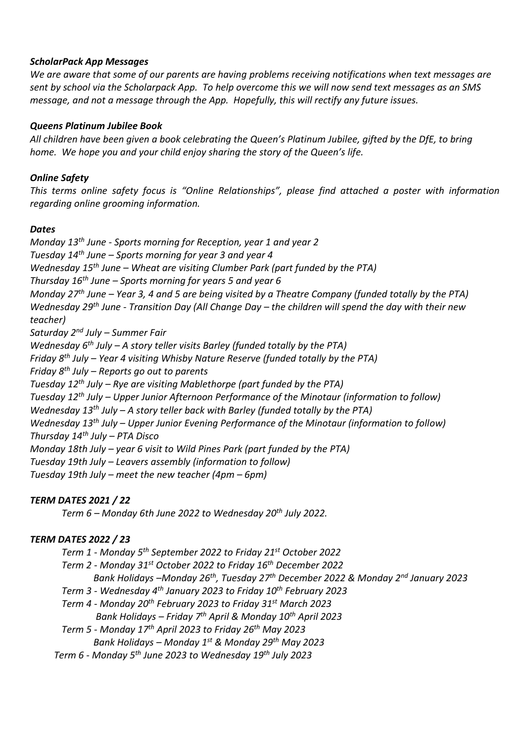***ScholarPack App Messages***

*We are aware that some of our parents are having problems receiving notifications when text messages are sent by school via the Scholarpack App. To help overcome this we will now send text messages as an SMS message, and not a message through the App. Hopefully, this will rectify any future issues.*

***Queens Platinum Jubilee Book***

*All children have been given a book celebrating the Queen's Platinum Jubilee, gifted by the DfE, to bring home. We hope you and your child enjoy sharing the story of the Queen's life.*

***Online Safety***

*This terms online safety focus is "Online Relationships", please find attached a poster with information regarding online grooming information.*

***Dates***

*Monday 13th June - Sports morning for Reception, year 1 and year 2*
*Tuesday 14th June – Sports morning for year 3 and year 4*
*Wednesday 15th June – Wheat are visiting Clumber Park (part funded by the PTA)*
*Thursday 16th June – Sports morning for years 5 and year 6*
*Monday 27th June – Year 3, 4 and 5 are being visited by a Theatre Company (funded totally by the PTA)*
*Wednesday 29th June - Transition Day (All Change Day – the children will spend the day with their new teacher)*
*Saturday 2nd July – Summer Fair*
*Wednesday 6th July – A story teller visits Barley (funded totally by the PTA)*
*Friday 8th July – Year 4 visiting Whisby Nature Reserve (funded totally by the PTA)*
*Friday 8th July – Reports go out to parents*
*Tuesday 12th July – Rye are visiting Mablethorpe (part funded by the PTA)*
*Tuesday 12th July – Upper Junior Afternoon Performance of the Minotaur (information to follow)*
*Wednesday 13th July – A story teller back with Barley (funded totally by the PTA)*
*Wednesday 13th July – Upper Junior Evening Performance of the Minotaur (information to follow)*
*Thursday 14th July – PTA Disco*
*Monday 18th July – year 6 visit to Wild Pines Park (part funded by the PTA)*
*Tuesday 19th July – Leavers assembly (information to follow)*
*Tuesday 19th July – meet the new teacher (4pm – 6pm)*

***TERM DATES 2021 / 22***

*Term 6 – Monday 6th June 2022 to Wednesday 20th July 2022.*

***TERM DATES 2022 / 23***

*Term 1 - Monday 5th September 2022 to Friday 21st October 2022*
*Term 2 - Monday 31st October 2022 to Friday 16th December 2022*
*Bank Holidays –Monday 26th, Tuesday 27th December 2022 & Monday 2nd January 2023*
*Term 3 - Wednesday 4th January 2023 to Friday 10th February 2023*
*Term 4 - Monday 20th February 2023 to Friday 31st March 2023*
*Bank Holidays – Friday 7th April & Monday 10th April 2023*
*Term 5 - Monday 17th April 2023 to Friday 26th May 2023*
*Bank Holidays – Monday 1st & Monday 29th May 2023*
*Term 6 - Monday 5th June 2023 to Wednesday 19th July 2023*